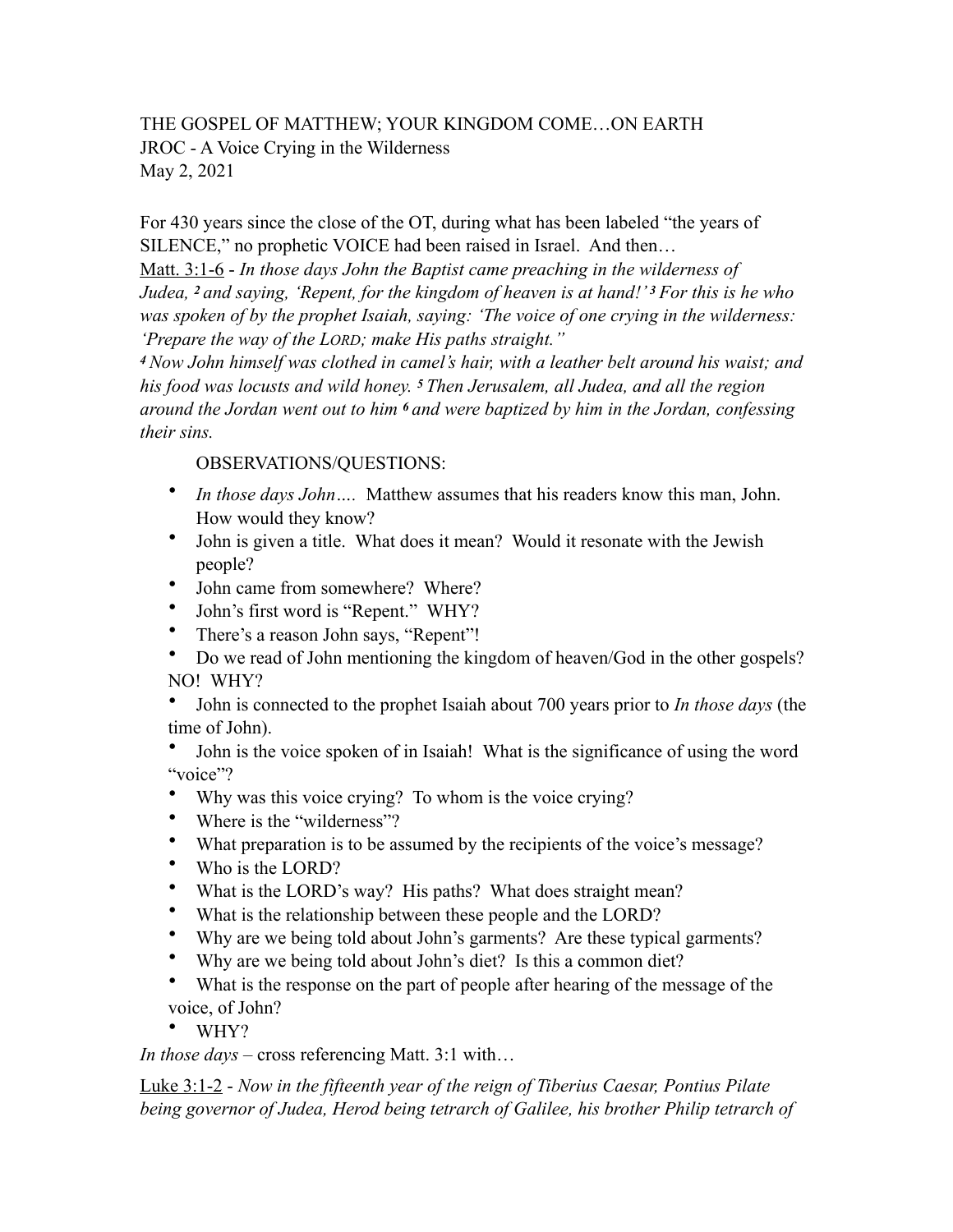THE GOSPEL OF MATTHEW; YOUR KINGDOM COME…ON EARTH
JROC - A Voice Crying in the Wilderness
May 2, 2021

For 430 years since the close of the OT, during what has been labeled "the years of SILENCE," no prophetic VOICE had been raised in Israel. And then…

Matt. 3:1-6 - *In those days John the Baptist came preaching in the wilderness of Judea, 2 and saying, 'Repent, for the kingdom of heaven is at hand!' 3 For this is he who was spoken of by the prophet Isaiah, saying: 'The voice of one crying in the wilderness: 'Prepare the way of the LORD; make His paths straight."*
*4 Now John himself was clothed in camel's hair, with a leather belt around his waist; and his food was locusts and wild honey. 5 Then Jerusalem, all Judea, and all the region around the Jordan went out to him 6 and were baptized by him in the Jordan, confessing their sins.*

OBSERVATIONS/QUESTIONS:

- *In those days John….* Matthew assumes that his readers know this man, John. How would they know?
- John is given a title. What does it mean? Would it resonate with the Jewish people?
- John came from somewhere? Where?
- John's first word is "Repent." WHY?
- There's a reason John says, "Repent"!
- Do we read of John mentioning the kingdom of heaven/God in the other gospels? NO! WHY?
- John is connected to the prophet Isaiah about 700 years prior to *In those days* (the time of John).
- John is the voice spoken of in Isaiah! What is the significance of using the word "voice"?
- Why was this voice crying? To whom is the voice crying?
- Where is the "wilderness"?
- What preparation is to be assumed by the recipients of the voice's message?
- Who is the LORD?
- What is the LORD's way? His paths? What does straight mean?
- What is the relationship between these people and the LORD?
- Why are we being told about John's garments? Are these typical garments?
- Why are we being told about John's diet? Is this a common diet?
- What is the response on the part of people after hearing of the message of the voice, of John?
- WHY?

*In those days* – cross referencing Matt. 3:1 with…

Luke 3:1-2 - *Now in the fifteenth year of the reign of Tiberius Caesar, Pontius Pilate being governor of Judea, Herod being tetrarch of Galilee, his brother Philip tetrarch of*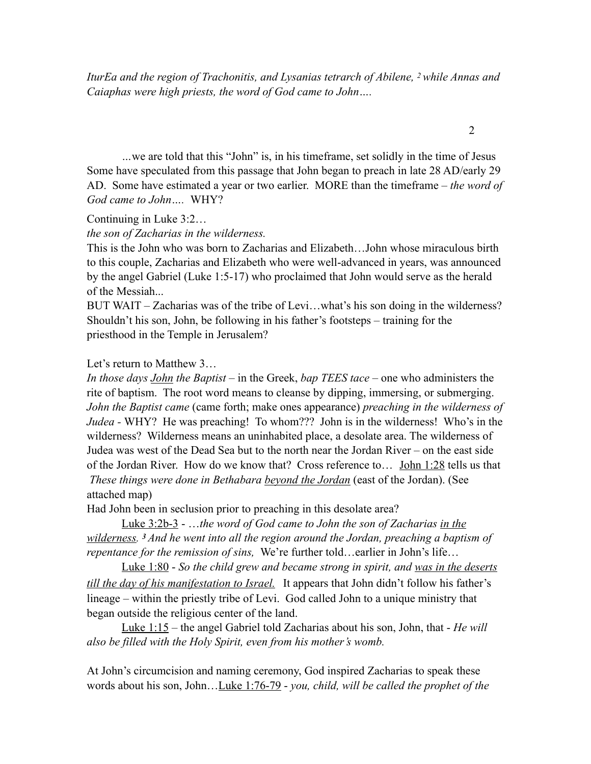*IturEa and the region of Trachonitis, and Lysanias tetrarch of Abilene, [2] while Annas and Caiaphas were high priests, the word of God came to John….*

...we are told that this "John" is, in his timeframe, set solidly in the time of Jesus Some have speculated from this passage that John began to preach in late 28 AD/early 29 AD. Some have estimated a year or two earlier. MORE than the timeframe – *the word of God came to John….* WHY?

Continuing in Luke 3:2…

*the son of Zacharias in the wilderness.*

This is the John who was born to Zacharias and Elizabeth…John whose miraculous birth to this couple, Zacharias and Elizabeth who were well-advanced in years, was announced by the angel Gabriel (Luke 1:5-17) who proclaimed that John would serve as the herald of the Messiah...

BUT WAIT – Zacharias was of the tribe of Levi…what's his son doing in the wilderness? Shouldn't his son, John, be following in his father's footsteps – training for the priesthood in the Temple in Jerusalem?

Let's return to Matthew 3…

*In those days <u>John</u> the Baptist* – in the Greek, *bap TEES tace* – one who administers the rite of baptism. The root word means to cleanse by dipping, immersing, or submerging. *John the Baptist came* (came forth; make ones appearance) *preaching in the wilderness of Judea* - WHY? He was preaching! To whom??? John is in the wilderness! Who's in the wilderness? Wilderness means an uninhabited place, a desolate area. The wilderness of Judea was west of the Dead Sea but to the north near the Jordan River – on the east side of the Jordan River. How do we know that? Cross reference to… <u>John 1:28</u> tells us that *These things were done in Bethabara <u>beyond the Jordan</u>* (east of the Jordan). (See attached map)

Had John been in seclusion prior to preaching in this desolate area?

<u>Luke 3:2b-3</u> - …*the word of God came to John the son of Zacharias <u>in the wilderness.</u> [3] And he went into all the region around the Jordan, preaching a baptism of repentance for the remission of sins,* We're further told…earlier in John's life…

<u>Luke 1:80</u> - *So the child grew and became strong in spirit, and <u>was in the deserts till the day of his manifestation to Israel.</u>* It appears that John didn't follow his father's lineage – within the priestly tribe of Levi. God called John to a unique ministry that began outside the religious center of the land.

<u>Luke 1:15</u> – the angel Gabriel told Zacharias about his son, John, that - *He will also be filled with the Holy Spirit, even from his mother's womb.*

At John's circumcision and naming ceremony, God inspired Zacharias to speak these words about his son, John…<u>Luke 1:76-79</u> - *you, child, will be called the prophet of the*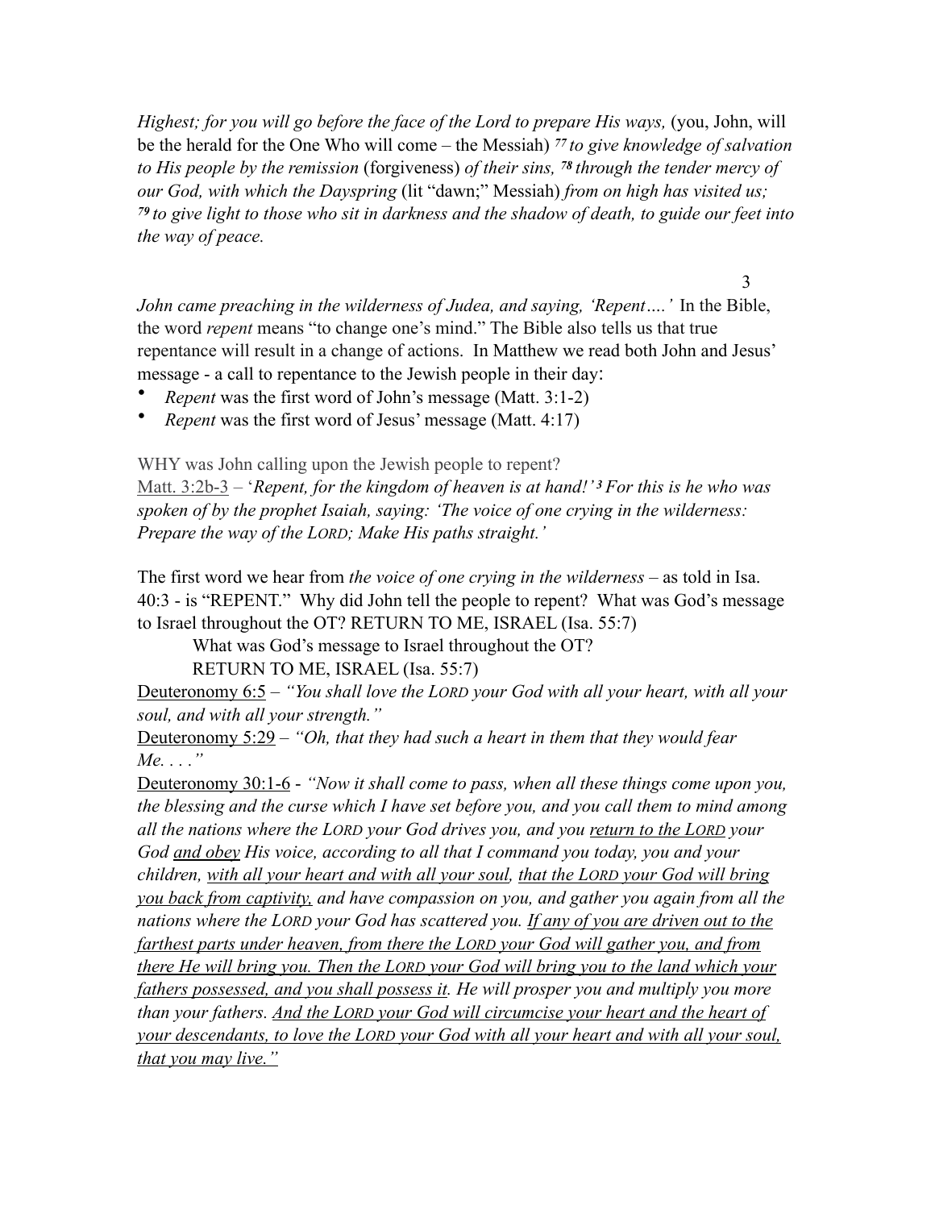*Highest; for you will go before the face of the Lord to prepare His ways,* (you, John, will be the herald for the One Who will come – the Messiah) *77 to give knowledge of salvation to His people by the remission* (forgiveness) *of their sins, 78 through the tender mercy of our God, with which the Dayspring* (lit "dawn;" Messiah) *from on high has visited us; 79 to give light to those who sit in darkness and the shadow of death, to guide our feet into the way of peace.*

3

*John came preaching in the wilderness of Judea, and saying, 'Repent….'* In the Bible, the word *repent* means "to change one's mind." The Bible also tells us that true repentance will result in a change of actions. In Matthew we read both John and Jesus' message - a call to repentance to the Jewish people in their day:

- *Repent* was the first word of John's message (Matt. 3:1-2)
- *Repent* was the first word of Jesus' message (Matt. 4:17)

WHY was John calling upon the Jewish people to repent?

<u>Matt. 3:2b-3</u> – '*Repent, for the kingdom of heaven is at hand!' 3 For this is he who was spoken of by the prophet Isaiah, saying: 'The voice of one crying in the wilderness: Prepare the way of the LORD; Make His paths straight.'*

The first word we hear from *the voice of one crying in the wilderness* – as told in Isa. 40:3 - is "REPENT." Why did John tell the people to repent? What was God's message to Israel throughout the OT? RETURN TO ME, ISRAEL (Isa. 55:7)

What was God's message to Israel throughout the OT?
RETURN TO ME, ISRAEL (Isa. 55:7)

<u>Deuteronomy 6:5</u> – *"You shall love the LORD your God with all your heart, with all your soul, and with all your strength."*

<u>Deuteronomy 5:29</u> – *"Oh, that they had such a heart in them that they would fear Me. . . ."*

<u>Deuteronomy 30:1-6</u> - *"Now it shall come to pass, when all these things come upon you, the blessing and the curse which I have set before you, and you call them to mind among all the nations where the LORD your God drives you, and you <u>return to the LORD</u> your God <u>and obey</u> His voice, according to all that I command you today, you and your children, <u>with all your heart and with all your soul,</u> <u>that the LORD your God will bring you back from captivity,</u> and have compassion on you, and gather you again from all the nations where the LORD your God has scattered you. <u>If any of you are driven out to the farthest parts under heaven, from there the LORD your God will gather you, and from there He will bring you. Then the LORD your God will bring you to the land which your fathers possessed, and you shall possess it.</u> He will prosper you and multiply you more than your fathers. <u>And the LORD your God will circumcise your heart and the heart of your descendants, to love the LORD your God with all your heart and with all your soul, that you may live."</u>*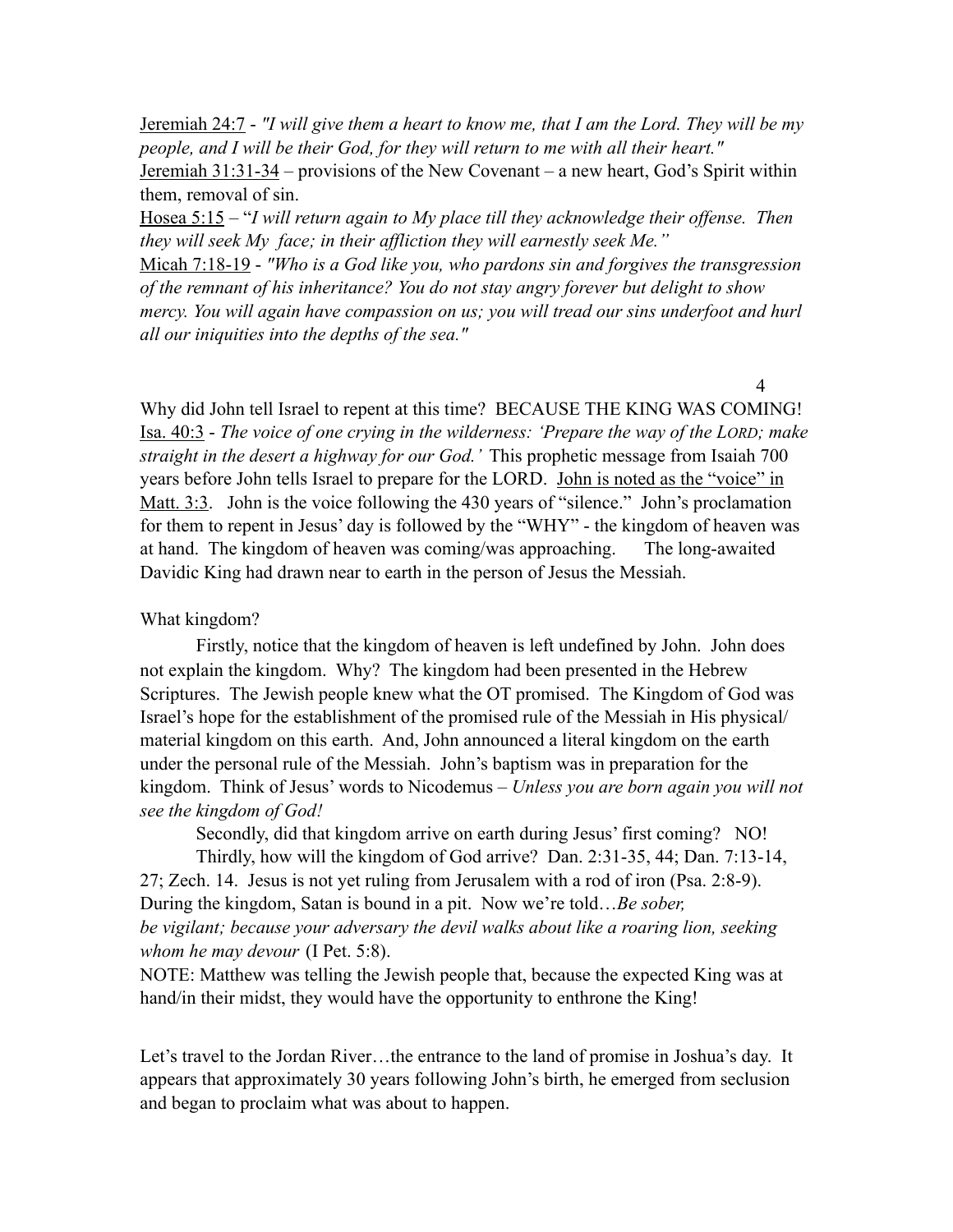Jeremiah 24:7 - *"I will give them a heart to know me, that I am the Lord. They will be my people, and I will be their God, for they will return to me with all their heart."*
Jeremiah 31:31-34 – provisions of the New Covenant – a new heart, God's Spirit within them, removal of sin.
Hosea 5:15 – "*I will return again to My place till they acknowledge their offense. Then they will seek My face; in their affliction they will earnestly seek Me."*
Micah 7:18-19 - *"Who is a God like you, who pardons sin and forgives the transgression of the remnant of his inheritance? You do not stay angry forever but delight to show mercy. You will again have compassion on us; you will tread our sins underfoot and hurl all our iniquities into the depths of the sea."*

Why did John tell Israel to repent at this time? BECAUSE THE KING WAS COMING! Isa. 40:3 - *The voice of one crying in the wilderness: 'Prepare the way of the LORD; make straight in the desert a highway for our God.'* This prophetic message from Isaiah 700 years before John tells Israel to prepare for the LORD. John is noted as the "voice" in Matt. 3:3. John is the voice following the 430 years of "silence." John's proclamation for them to repent in Jesus' day is followed by the "WHY" - the kingdom of heaven was at hand. The kingdom of heaven was coming/was approaching. The long-awaited Davidic King had drawn near to earth in the person of Jesus the Messiah.

What kingdom?

Firstly, notice that the kingdom of heaven is left undefined by John. John does not explain the kingdom. Why? The kingdom had been presented in the Hebrew Scriptures. The Jewish people knew what the OT promised. The Kingdom of God was Israel's hope for the establishment of the promised rule of the Messiah in His physical/ material kingdom on this earth. And, John announced a literal kingdom on the earth under the personal rule of the Messiah. John's baptism was in preparation for the kingdom. Think of Jesus' words to Nicodemus – *Unless you are born again you will not see the kingdom of God!*

Secondly, did that kingdom arrive on earth during Jesus' first coming? NO!

Thirdly, how will the kingdom of God arrive? Dan. 2:31-35, 44; Dan. 7:13-14, 27; Zech. 14. Jesus is not yet ruling from Jerusalem with a rod of iron (Psa. 2:8-9). During the kingdom, Satan is bound in a pit. Now we're told…*Be sober, be vigilant; because your adversary the devil walks about like a roaring lion, seeking whom he may devour* (I Pet. 5:8).

NOTE: Matthew was telling the Jewish people that, because the expected King was at hand/in their midst, they would have the opportunity to enthrone the King!

Let's travel to the Jordan River…the entrance to the land of promise in Joshua's day. It appears that approximately 30 years following John's birth, he emerged from seclusion and began to proclaim what was about to happen.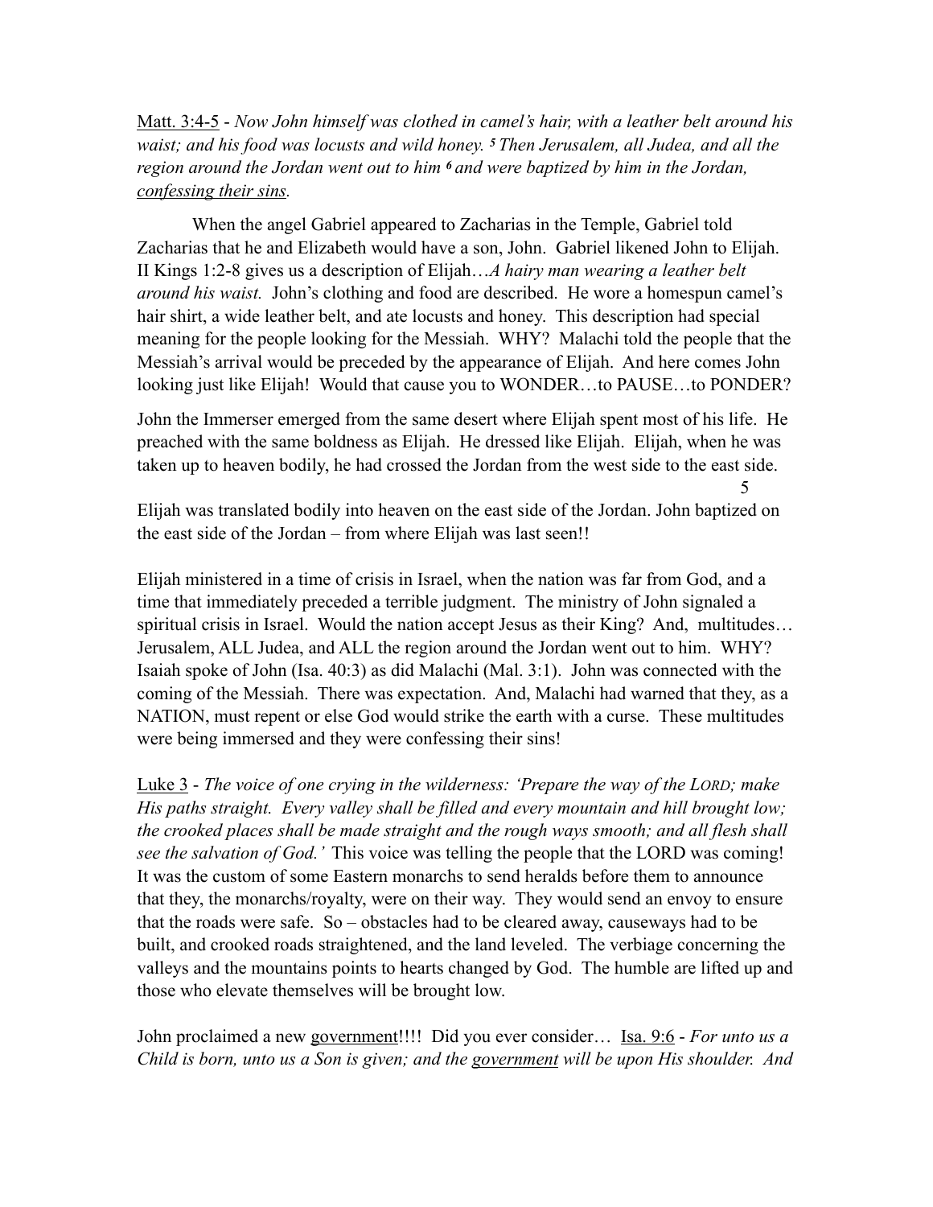Matt. 3:4-5 - *Now John himself was clothed in camel's hair, with a leather belt around his waist; and his food was locusts and wild honey.* [5] *Then Jerusalem, all Judea, and all the region around the Jordan went out to him* [6] *and were baptized by him in the Jordan, confessing their sins.*

When the angel Gabriel appeared to Zacharias in the Temple, Gabriel told Zacharias that he and Elizabeth would have a son, John. Gabriel likened John to Elijah. II Kings 1:2-8 gives us a description of Elijah…*A hairy man wearing a leather belt around his waist.* John's clothing and food are described. He wore a homespun camel's hair shirt, a wide leather belt, and ate locusts and honey. This description had special meaning for the people looking for the Messiah. WHY? Malachi told the people that the Messiah's arrival would be preceded by the appearance of Elijah. And here comes John looking just like Elijah! Would that cause you to WONDER…to PAUSE…to PONDER?

John the Immerser emerged from the same desert where Elijah spent most of his life. He preached with the same boldness as Elijah. He dressed like Elijah. Elijah, when he was taken up to heaven bodily, he had crossed the Jordan from the west side to the east side. Elijah was translated bodily into heaven on the east side of the Jordan. John baptized on the east side of the Jordan – from where Elijah was last seen!!

Elijah ministered in a time of crisis in Israel, when the nation was far from God, and a time that immediately preceded a terrible judgment. The ministry of John signaled a spiritual crisis in Israel. Would the nation accept Jesus as their King? And, multitudes… Jerusalem, ALL Judea, and ALL the region around the Jordan went out to him. WHY? Isaiah spoke of John (Isa. 40:3) as did Malachi (Mal. 3:1). John was connected with the coming of the Messiah. There was expectation. And, Malachi had warned that they, as a NATION, must repent or else God would strike the earth with a curse. These multitudes were being immersed and they were confessing their sins!

Luke 3 - *The voice of one crying in the wilderness: 'Prepare the way of the LORD; make His paths straight. Every valley shall be filled and every mountain and hill brought low; the crooked places shall be made straight and the rough ways smooth; and all flesh shall see the salvation of God.'* This voice was telling the people that the LORD was coming! It was the custom of some Eastern monarchs to send heralds before them to announce that they, the monarchs/royalty, were on their way. They would send an envoy to ensure that the roads were safe. So – obstacles had to be cleared away, causeways had to be built, and crooked roads straightened, and the land leveled. The verbiage concerning the valleys and the mountains points to hearts changed by God. The humble are lifted up and those who elevate themselves will be brought low.

John proclaimed a new government!!!! Did you ever consider… Isa. 9:6 - *For unto us a Child is born, unto us a Son is given; and the government will be upon His shoulder. And*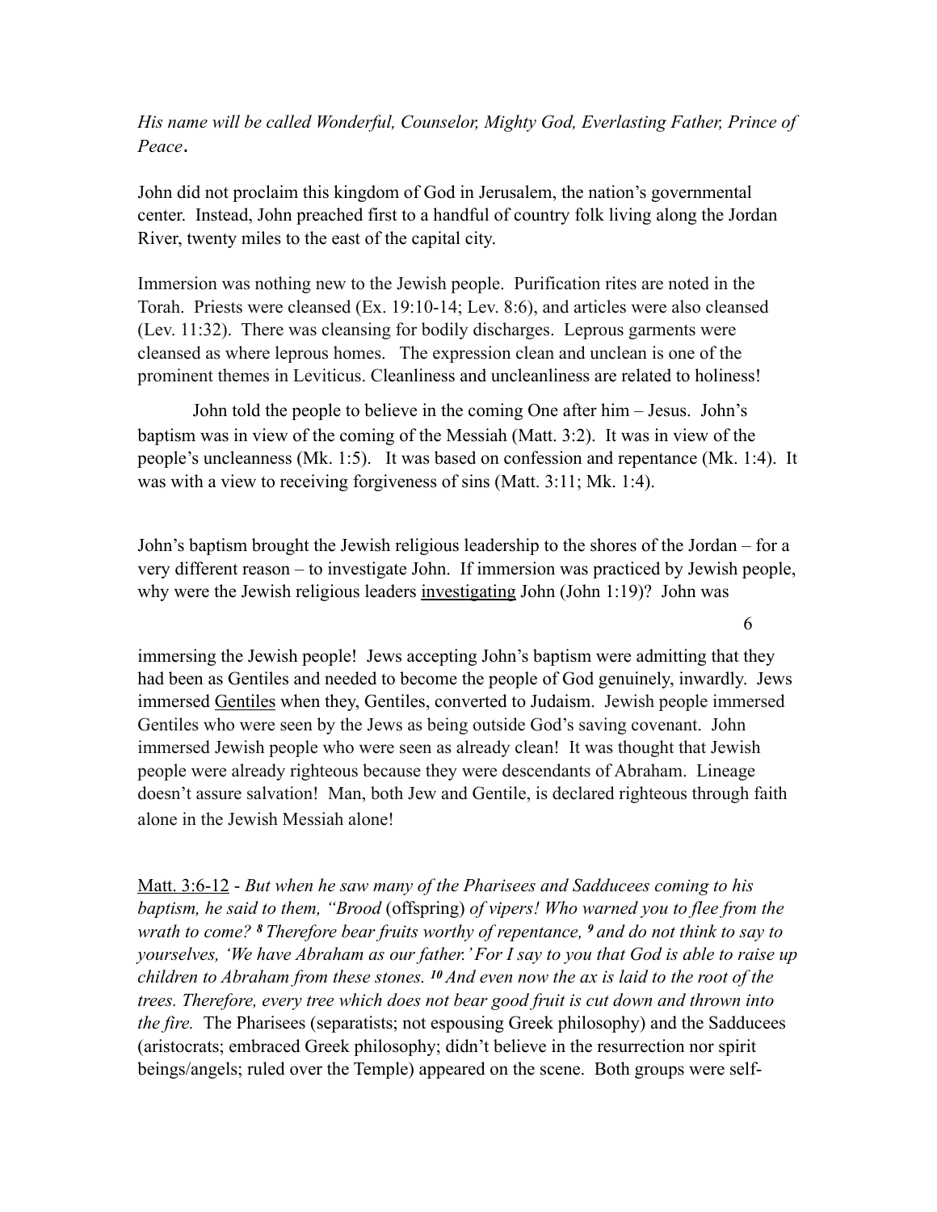*His name will be called Wonderful, Counselor, Mighty God, Everlasting Father, Prince of Peace*.

John did not proclaim this kingdom of God in Jerusalem, the nation's governmental center. Instead, John preached first to a handful of country folk living along the Jordan River, twenty miles to the east of the capital city.

Immersion was nothing new to the Jewish people. Purification rites are noted in the Torah. Priests were cleansed (Ex. 19:10-14; Lev. 8:6), and articles were also cleansed (Lev. 11:32). There was cleansing for bodily discharges. Leprous garments were cleansed as where leprous homes. The expression clean and unclean is one of the prominent themes in Leviticus. Cleanliness and uncleanliness are related to holiness!

John told the people to believe in the coming One after him – Jesus. John's baptism was in view of the coming of the Messiah (Matt. 3:2). It was in view of the people's uncleanness (Mk. 1:5). It was based on confession and repentance (Mk. 1:4). It was with a view to receiving forgiveness of sins (Matt. 3:11; Mk. 1:4).

John's baptism brought the Jewish religious leadership to the shores of the Jordan – for a very different reason – to investigate John. If immersion was practiced by Jewish people, why were the Jewish religious leaders <u>investigating</u> John (John 1:19)? John was immersing the Jewish people! Jews accepting John's baptism were admitting that they had been as Gentiles and needed to become the people of God genuinely, inwardly. Jews immersed <u>Gentiles</u> when they, Gentiles, converted to Judaism. Jewish people immersed Gentiles who were seen by the Jews as being outside God's saving covenant. John immersed Jewish people who were seen as already clean! It was thought that Jewish people were already righteous because they were descendants of Abraham. Lineage doesn't assure salvation! Man, both Jew and Gentile, is declared righteous through faith alone in the Jewish Messiah alone!

<u>Matt. 3:6-12</u> - *But when he saw many of the Pharisees and Sadducees coming to his baptism, he said to them, "Brood* (offspring) *of vipers! Who warned you to flee from the wrath to come? [8] Therefore bear fruits worthy of repentance, [9] and do not think to say to yourselves, 'We have Abraham as our father.' For I say to you that God is able to raise up children to Abraham from these stones. [10] And even now the ax is laid to the root of the trees. Therefore, every tree which does not bear good fruit is cut down and thrown into the fire.* The Pharisees (separatists; not espousing Greek philosophy) and the Sadducees (aristocrats; embraced Greek philosophy; didn't believe in the resurrection nor spirit beings/angels; ruled over the Temple) appeared on the scene. Both groups were self-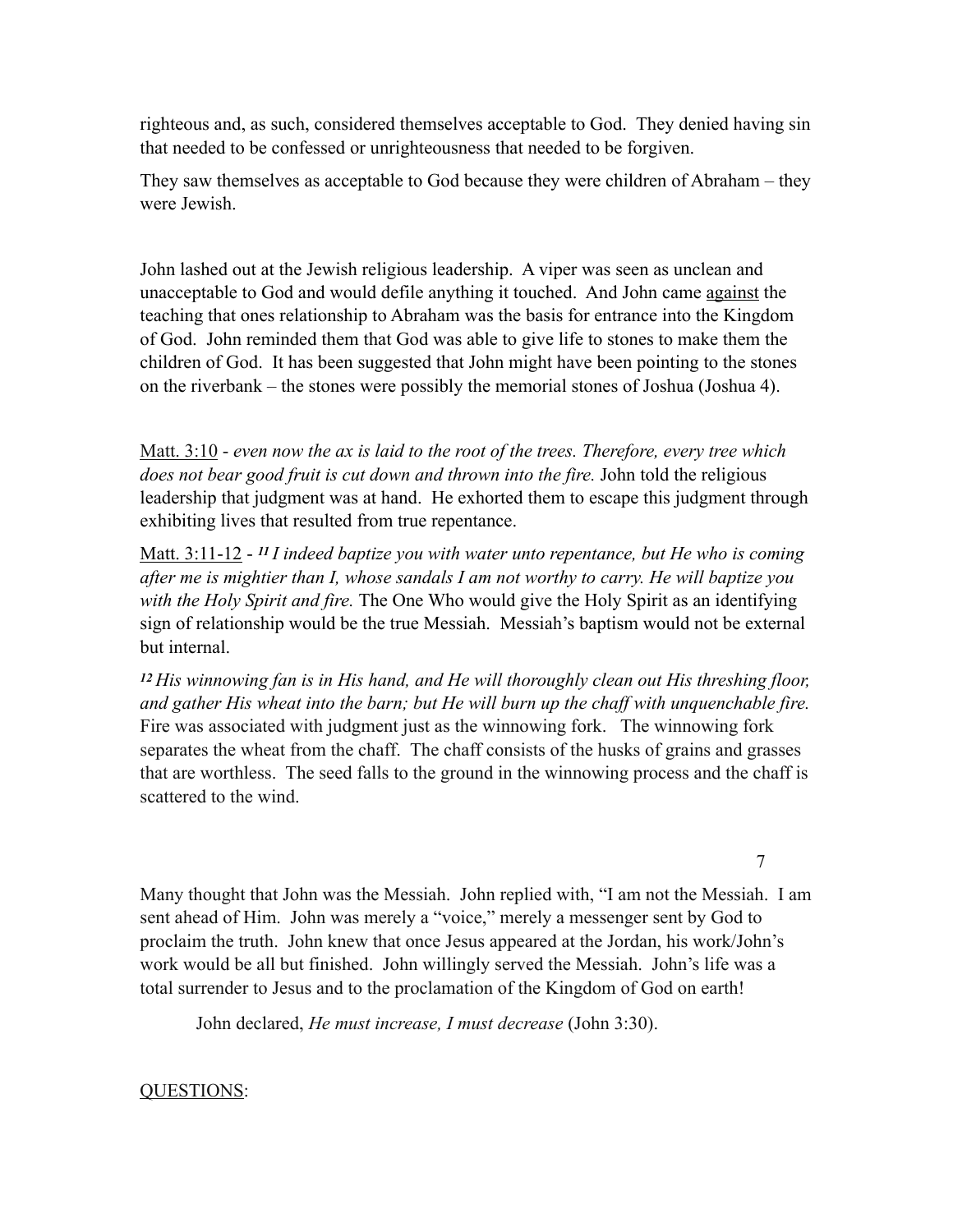righteous and, as such, considered themselves acceptable to God. They denied having sin that needed to be confessed or unrighteousness that needed to be forgiven.

They saw themselves as acceptable to God because they were children of Abraham – they were Jewish.

John lashed out at the Jewish religious leadership. A viper was seen as unclean and unacceptable to God and would defile anything it touched. And John came <u>against</u> the teaching that ones relationship to Abraham was the basis for entrance into the Kingdom of God. John reminded them that God was able to give life to stones to make them the children of God. It has been suggested that John might have been pointing to the stones on the riverbank – the stones were possibly the memorial stones of Joshua (Joshua 4).

<u>Matt. 3:10</u> - *even now the ax is laid to the root of the trees. Therefore, every tree which does not bear good fruit is cut down and thrown into the fire.* John told the religious leadership that judgment was at hand. He exhorted them to escape this judgment through exhibiting lives that resulted from true repentance.

<u>Matt. 3:11-12</u> - ***11*** *I indeed baptize you with water unto repentance, but He who is coming after me is mightier than I, whose sandals I am not worthy to carry. He will baptize you with the Holy Spirit and fire.* The One Who would give the Holy Spirit as an identifying sign of relationship would be the true Messiah. Messiah's baptism would not be external but internal.

***12*** *His winnowing fan is in His hand, and He will thoroughly clean out His threshing floor, and gather His wheat into the barn; but He will burn up the chaff with unquenchable fire.* Fire was associated with judgment just as the winnowing fork. The winnowing fork separates the wheat from the chaff. The chaff consists of the husks of grains and grasses that are worthless. The seed falls to the ground in the winnowing process and the chaff is scattered to the wind.

Many thought that John was the Messiah. John replied with, "I am not the Messiah. I am sent ahead of Him. John was merely a "voice," merely a messenger sent by God to proclaim the truth. John knew that once Jesus appeared at the Jordan, his work/John's work would be all but finished. John willingly served the Messiah. John's life was a total surrender to Jesus and to the proclamation of the Kingdom of God on earth!

John declared, *He must increase, I must decrease* (John 3:30).

<u>QUESTIONS</u>: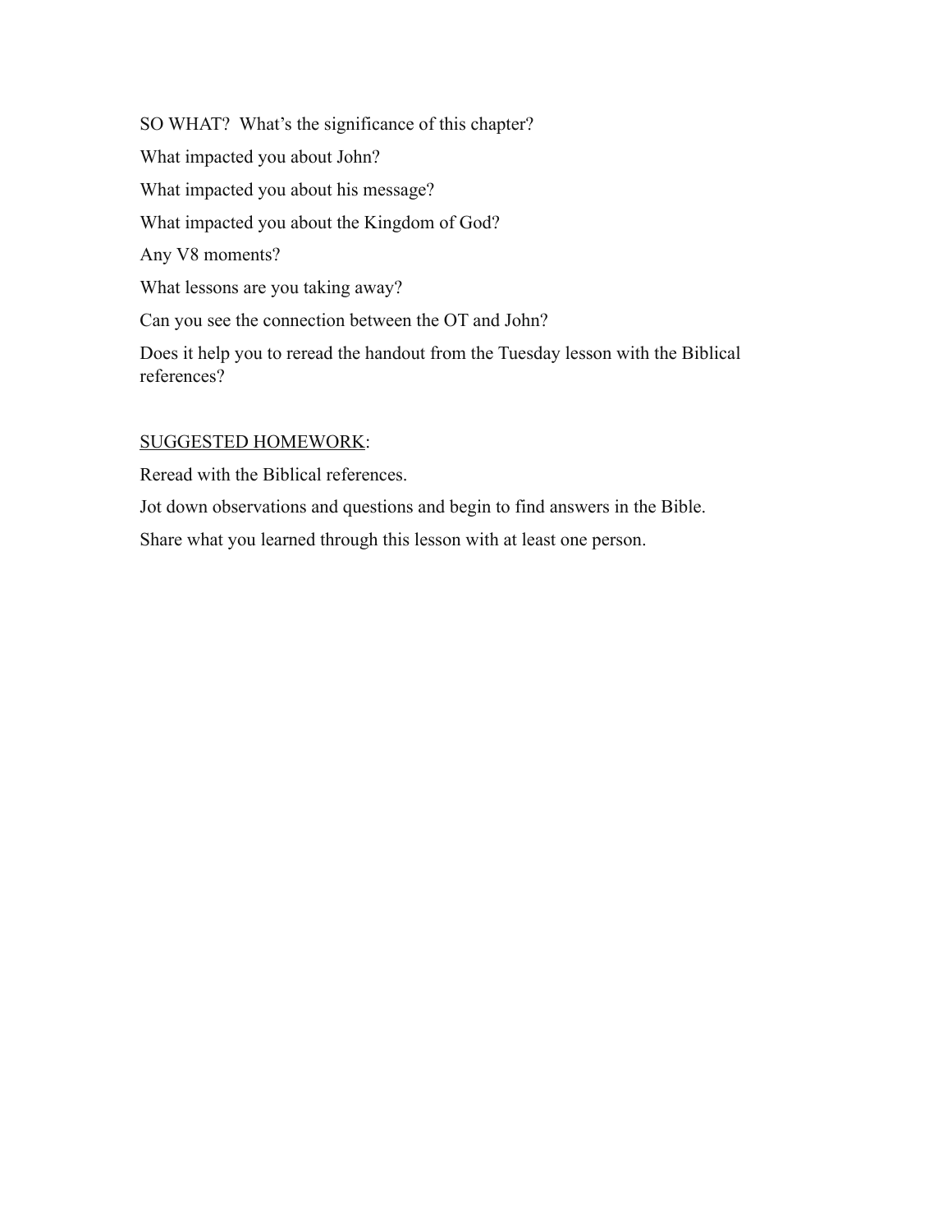SO WHAT? What's the significance of this chapter?

What impacted you about John?

What impacted you about his message?

What impacted you about the Kingdom of God?

Any V8 moments?

What lessons are you taking away?

Can you see the connection between the OT and John?

Does it help you to reread the handout from the Tuesday lesson with the Biblical references?

<u>SUGGESTED HOMEWORK</u>:

Reread with the Biblical references.

Jot down observations and questions and begin to find answers in the Bible.

Share what you learned through this lesson with at least one person.